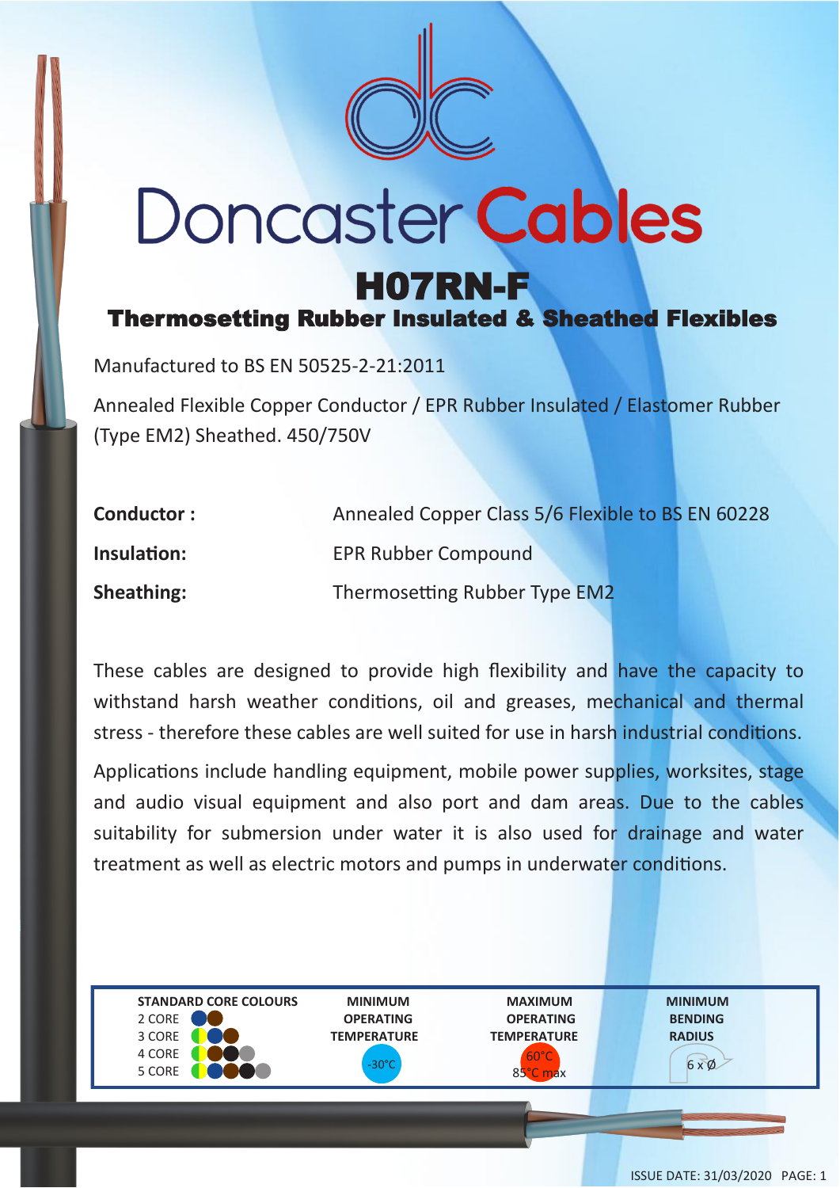# Doncaster Cables

## H07RN-F

### Thermosetting Rubber Insulated & Sheathed Flexibles

Manufactured to BS EN 50525-2-21:2011

Annealed Flexible Copper Conductor / EPR Rubber Insulated / Elastomer Rubber (Type EM2) Sheathed. 450/750V

**Conductor :** Annealed Copper Class 5/6 Flexible to BS EN 60228

**Insulation:** EPR Rubber Compound

**Sheathing:** Thermosetting Rubber Type EM2

These cables are designed to provide high flexibility and have the capacity to withstand harsh weather conditions, oil and greases, mechanical and thermal stress - therefore these cables are well suited for use in harsh industrial conditions.

Applications include handling equipment, mobile power supplies, worksites, stage and audio visual equipment and also port and dam areas. Due to the cables suitability for submersion under water it is also used for drainage and water treatment as well as electric motors and pumps in underwater conditions.

| STANDARD CORE COLOURS | MINIMUM OPERATING TEMPERATURE | MAXIMUM OPERATING TEMPERATURE | MINIMUM BENDING RADIUS |
|---|---|---|---|
| 2 CORE<br>3 CORE<br>4 CORE<br>5 CORE | -30°C | 60°C<br>85°C max | 6 x Ø |

ISSUE DATE: 31/03/2020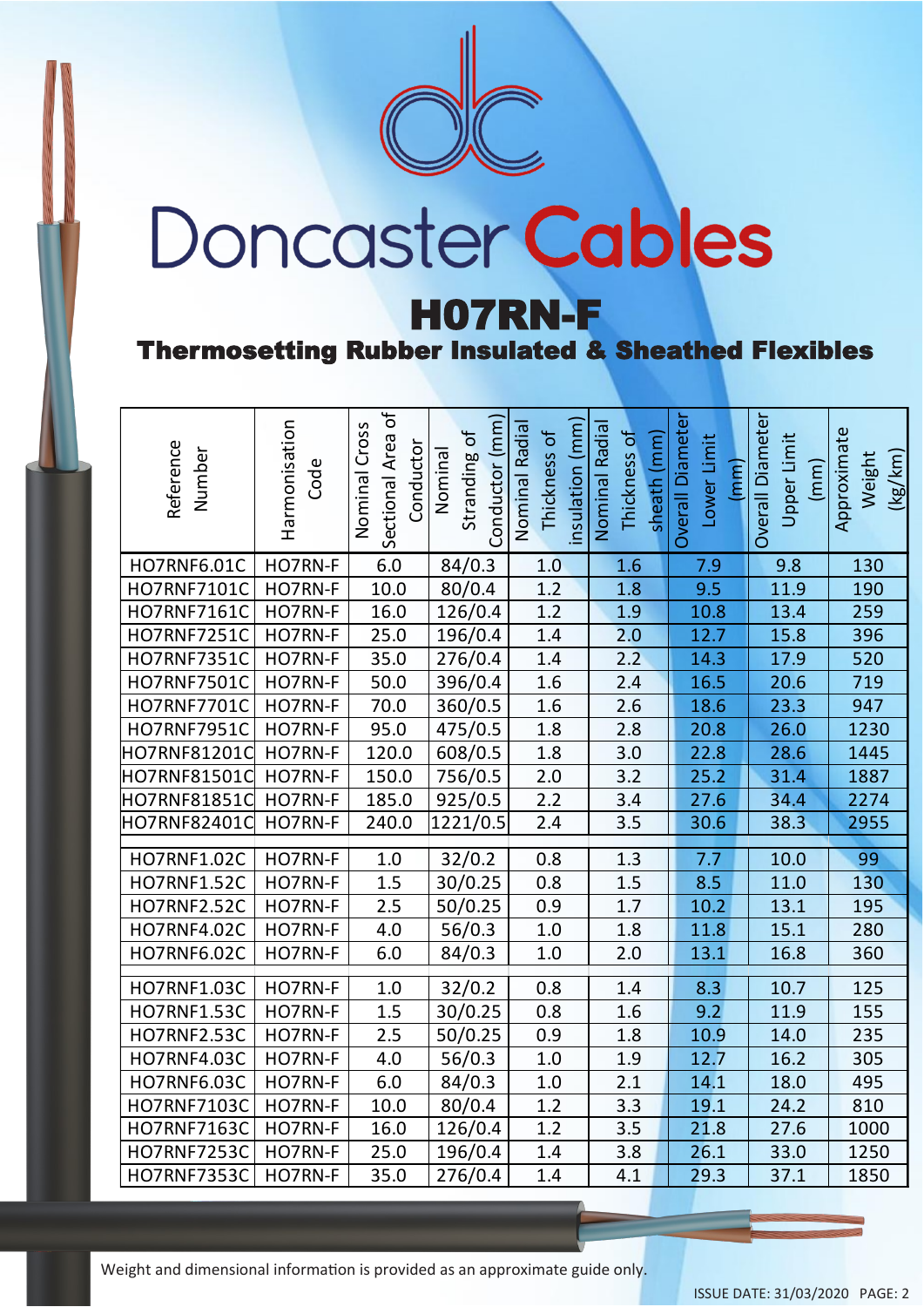# Doncaster Cables

## H07RN-F

### Thermosetting Rubber Insulated & Sheathed Flexibles

| Reference Number | Harmonisation Code | Nominal Cross Sectional Area of Conductor | Nominal Stranding of Conductor (mm) | Nominal Radial Thickness of insulation (mm) | Nominal Radial Thickness of sheath (mm) | Overall Diameter Lower Limit (mm) | Overall Diameter Upper Limit (mm) | Approximate Weight (kg/km) |
|---|---|---|---|---|---|---|---|---|
| HO7RNF6.01C | HO7RN-F | 6.0 | 84/0.3 | 1.0 | 1.6 | 7.9 | 9.8 | 130 |
| HO7RNF7101C | HO7RN-F | 10.0 | 80/0.4 | 1.2 | 1.8 | 9.5 | 11.9 | 190 |
| HO7RNF7161C | HO7RN-F | 16.0 | 126/0.4 | 1.2 | 1.9 | 10.8 | 13.4 | 259 |
| HO7RNF7251C | HO7RN-F | 25.0 | 196/0.4 | 1.4 | 2.0 | 12.7 | 15.8 | 396 |
| HO7RNF7351C | HO7RN-F | 35.0 | 276/0.4 | 1.4 | 2.2 | 14.3 | 17.9 | 520 |
| HO7RNF7501C | HO7RN-F | 50.0 | 396/0.4 | 1.6 | 2.4 | 16.5 | 20.6 | 719 |
| HO7RNF7701C | HO7RN-F | 70.0 | 360/0.5 | 1.6 | 2.6 | 18.6 | 23.3 | 947 |
| HO7RNF7951C | HO7RN-F | 95.0 | 475/0.5 | 1.8 | 2.8 | 20.8 | 26.0 | 1230 |
| HO7RNF81201C | HO7RN-F | 120.0 | 608/0.5 | 1.8 | 3.0 | 22.8 | 28.6 | 1445 |
| HO7RNF81501C | HO7RN-F | 150.0 | 756/0.5 | 2.0 | 3.2 | 25.2 | 31.4 | 1887 |
| HO7RNF81851C | HO7RN-F | 185.0 | 925/0.5 | 2.2 | 3.4 | 27.6 | 34.4 | 2274 |
| HO7RNF82401C | HO7RN-F | 240.0 | 1221/0.5 | 2.4 | 3.5 | 30.6 | 38.3 | 2955 |
| HO7RNF1.02C | HO7RN-F | 1.0 | 32/0.2 | 0.8 | 1.3 | 7.7 | 10.0 | 99 |
| HO7RNF1.52C | HO7RN-F | 1.5 | 30/0.25 | 0.8 | 1.5 | 8.5 | 11.0 | 130 |
| HO7RNF2.52C | HO7RN-F | 2.5 | 50/0.25 | 0.9 | 1.7 | 10.2 | 13.1 | 195 |
| HO7RNF4.02C | HO7RN-F | 4.0 | 56/0.3 | 1.0 | 1.8 | 11.8 | 15.1 | 280 |
| HO7RNF6.02C | HO7RN-F | 6.0 | 84/0.3 | 1.0 | 2.0 | 13.1 | 16.8 | 360 |
| HO7RNF1.03C | HO7RN-F | 1.0 | 32/0.2 | 0.8 | 1.4 | 8.3 | 10.7 | 125 |
| HO7RNF1.53C | HO7RN-F | 1.5 | 30/0.25 | 0.8 | 1.6 | 9.2 | 11.9 | 155 |
| HO7RNF2.53C | HO7RN-F | 2.5 | 50/0.25 | 0.9 | 1.8 | 10.9 | 14.0 | 235 |
| HO7RNF4.03C | HO7RN-F | 4.0 | 56/0.3 | 1.0 | 1.9 | 12.7 | 16.2 | 305 |
| HO7RNF6.03C | HO7RN-F | 6.0 | 84/0.3 | 1.0 | 2.1 | 14.1 | 18.0 | 495 |
| HO7RNF7103C | HO7RN-F | 10.0 | 80/0.4 | 1.2 | 3.3 | 19.1 | 24.2 | 810 |
| HO7RNF7163C | HO7RN-F | 16.0 | 126/0.4 | 1.2 | 3.5 | 21.8 | 27.6 | 1000 |
| HO7RNF7253C | HO7RN-F | 25.0 | 196/0.4 | 1.4 | 3.8 | 26.1 | 33.0 | 1250 |
| HO7RNF7353C | HO7RN-F | 35.0 | 276/0.4 | 1.4 | 4.1 | 29.3 | 37.1 | 1850 |

Weight and dimensional information is provided as an approximate guide only.

ISSUE DATE: 31/03/2020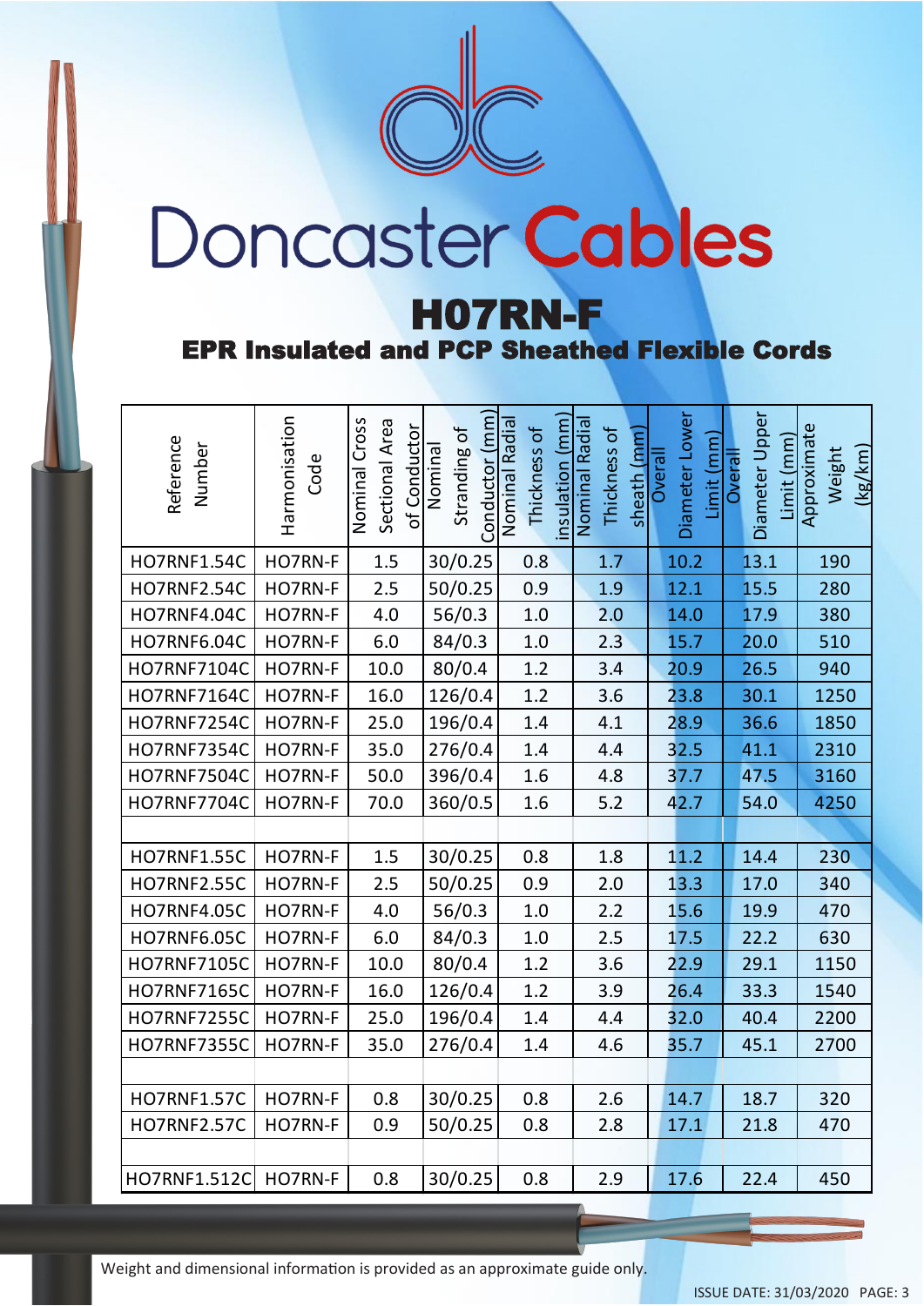# Doncaster Cables

## H07RN-F

### EPR Insulated and PCP Sheathed Flexible Cords

| Reference Number | Harmonisation Code | Nominal Cross Sectional Area of Conductor | Nominal Stranding of Conductor (mm) | Nominal Radial Thickness of insulation (mm) | Nominal Radial Thickness of sheath (mm) | Overall Diameter Lower Limit (mm) | Overall Diameter Upper Limit (mm) | Approximate Weight (kg/km) |
|---|---|---|---|---|---|---|---|---|
| HO7RNF1.54C | HO7RN-F | 1.5 | 30/0.25 | 0.8 | 1.7 | 10.2 | 13.1 | 190 |
| HO7RNF2.54C | HO7RN-F | 2.5 | 50/0.25 | 0.9 | 1.9 | 12.1 | 15.5 | 280 |
| HO7RNF4.04C | HO7RN-F | 4.0 | 56/0.3 | 1.0 | 2.0 | 14.0 | 17.9 | 380 |
| HO7RNF6.04C | HO7RN-F | 6.0 | 84/0.3 | 1.0 | 2.3 | 15.7 | 20.0 | 510 |
| HO7RNF7104C | HO7RN-F | 10.0 | 80/0.4 | 1.2 | 3.4 | 20.9 | 26.5 | 940 |
| HO7RNF7164C | HO7RN-F | 16.0 | 126/0.4 | 1.2 | 3.6 | 23.8 | 30.1 | 1250 |
| HO7RNF7254C | HO7RN-F | 25.0 | 196/0.4 | 1.4 | 4.1 | 28.9 | 36.6 | 1850 |
| HO7RNF7354C | HO7RN-F | 35.0 | 276/0.4 | 1.4 | 4.4 | 32.5 | 41.1 | 2310 |
| HO7RNF7504C | HO7RN-F | 50.0 | 396/0.4 | 1.6 | 4.8 | 37.7 | 47.5 | 3160 |
| HO7RNF7704C | HO7RN-F | 70.0 | 360/0.5 | 1.6 | 5.2 | 42.7 | 54.0 | 4250 |
| | | | | | | | | |
| HO7RNF1.55C | HO7RN-F | 1.5 | 30/0.25 | 0.8 | 1.8 | 11.2 | 14.4 | 230 |
| HO7RNF2.55C | HO7RN-F | 2.5 | 50/0.25 | 0.9 | 2.0 | 13.3 | 17.0 | 340 |
| HO7RNF4.05C | HO7RN-F | 4.0 | 56/0.3 | 1.0 | 2.2 | 15.6 | 19.9 | 470 |
| HO7RNF6.05C | HO7RN-F | 6.0 | 84/0.3 | 1.0 | 2.5 | 17.5 | 22.2 | 630 |
| HO7RNF7105C | HO7RN-F | 10.0 | 80/0.4 | 1.2 | 3.6 | 22.9 | 29.1 | 1150 |
| HO7RNF7165C | HO7RN-F | 16.0 | 126/0.4 | 1.2 | 3.9 | 26.4 | 33.3 | 1540 |
| HO7RNF7255C | HO7RN-F | 25.0 | 196/0.4 | 1.4 | 4.4 | 32.0 | 40.4 | 2200 |
| HO7RNF7355C | HO7RN-F | 35.0 | 276/0.4 | 1.4 | 4.6 | 35.7 | 45.1 | 2700 |
| | | | | | | | | |
| HO7RNF1.57C | HO7RN-F | 0.8 | 30/0.25 | 0.8 | 2.6 | 14.7 | 18.7 | 320 |
| HO7RNF2.57C | HO7RN-F | 0.9 | 50/0.25 | 0.8 | 2.8 | 17.1 | 21.8 | 470 |
| | | | | | | | | |
| HO7RNF1.512C | HO7RN-F | 0.8 | 30/0.25 | 0.8 | 2.9 | 17.6 | 22.4 | 450 |

Weight and dimensional information is provided as an approximate guide only.

ISSUE DATE: 31/03/2020